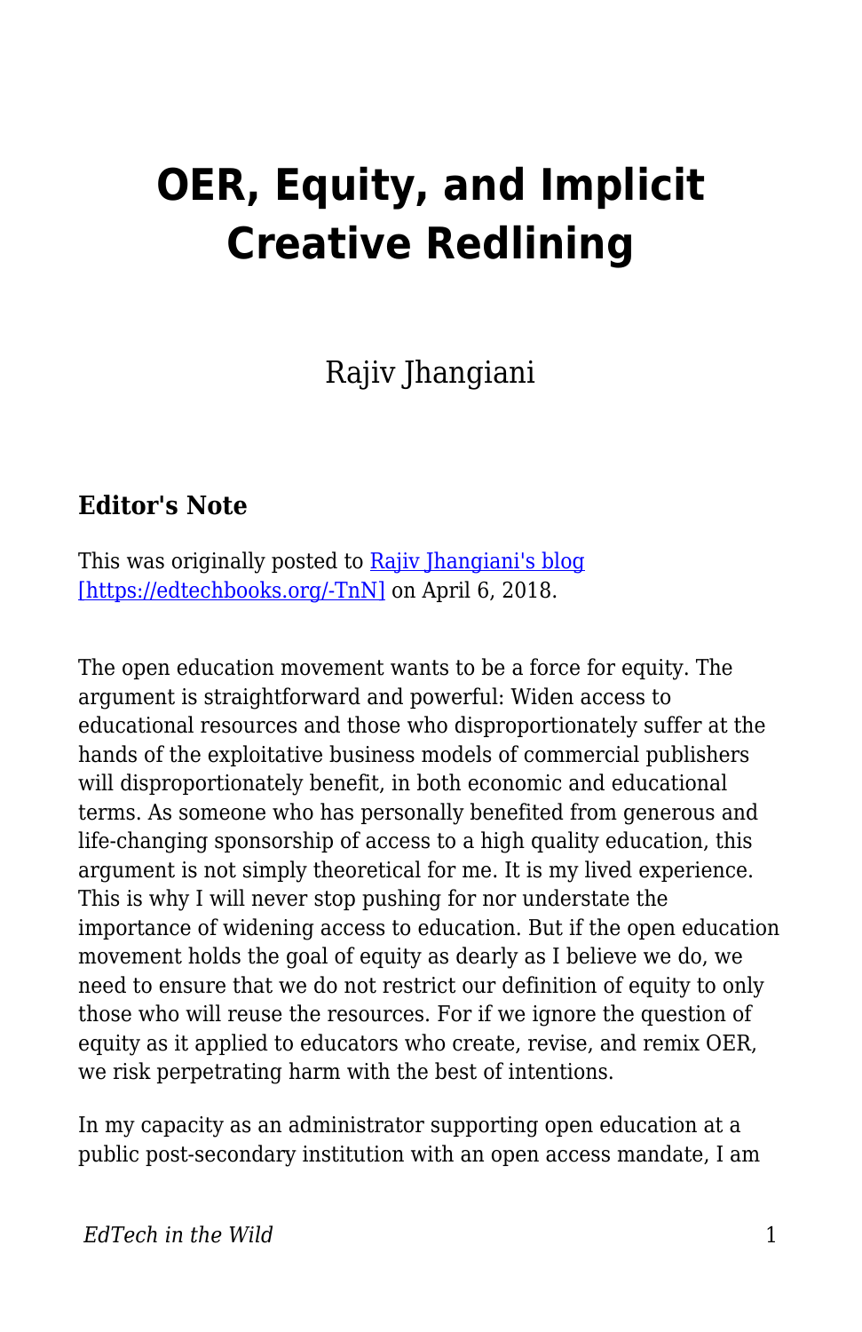# OER, Equity, and Implicit Creative Redlining

Rajiv Jhangiani

### Editor's Note

This was originally posted to [Rajiv Jhangiani's blog [https://edtechbooks.org/-TnN]](https://edtechbooks.org/-TnN) on April 6, 2018.

The open education movement wants to be a force for equity. The argument is straightforward and powerful: Widen access to educational resources and those who disproportionately suffer at the hands of the exploitative business models of commercial publishers will disproportionately benefit, in both economic and educational terms. As someone who has personally benefited from generous and life-changing sponsorship of access to a high quality education, this argument is not simply theoretical for me. It is my lived experience. This is why I will never stop pushing for nor understate the importance of widening access to education. But if the open education movement holds the goal of equity as dearly as I believe we do, we need to ensure that we do not restrict our definition of equity to only those who will reuse the resources. For if we ignore the question of equity as it applied to educators who create, revise, and remix OER, we risk perpetrating harm with the best of intentions.

In my capacity as an administrator supporting open education at a public post-secondary institution with an open access mandate, I am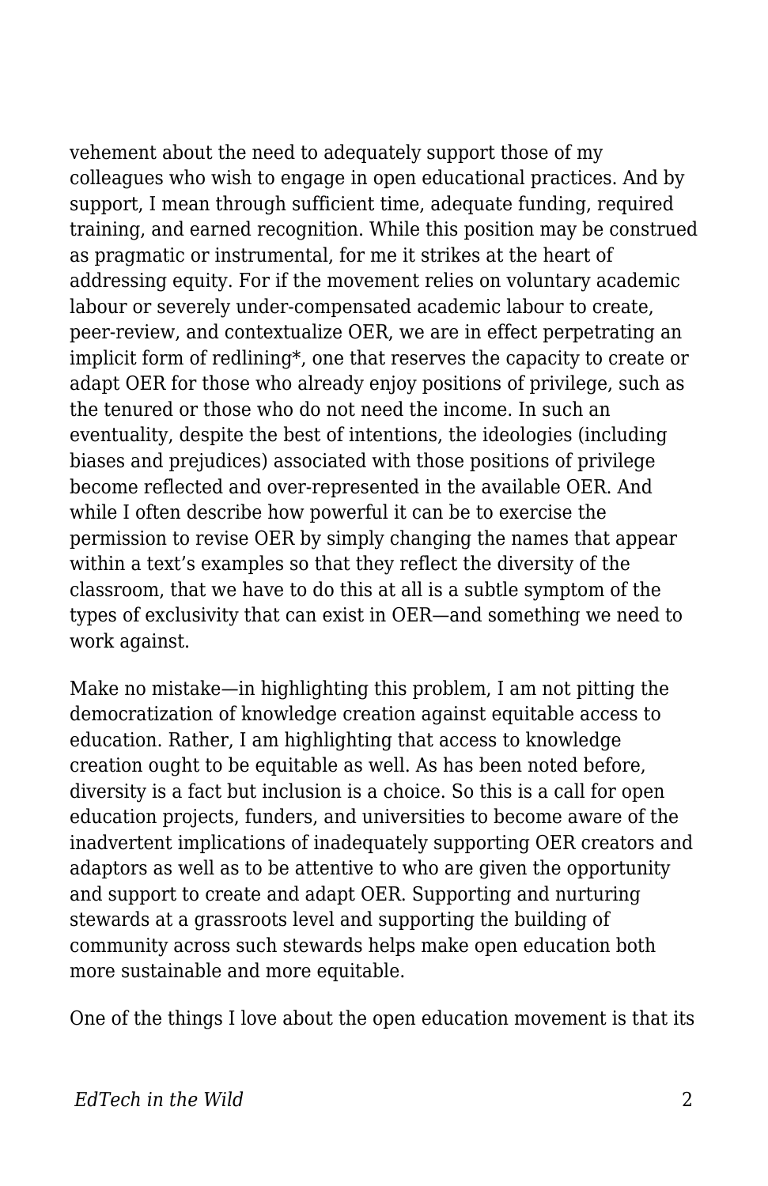vehement about the need to adequately support those of my colleagues who wish to engage in open educational practices. And by support, I mean through sufficient time, adequate funding, required training, and earned recognition. While this position may be construed as pragmatic or instrumental, for me it strikes at the heart of addressing equity. For if the movement relies on voluntary academic labour or severely under-compensated academic labour to create, peer-review, and contextualize OER, we are in effect perpetrating an implicit form of redlining*, one that reserves the capacity to create or adapt OER for those who already enjoy positions of privilege, such as the tenured or those who do not need the income. In such an eventuality, despite the best of intentions, the ideologies (including biases and prejudices) associated with those positions of privilege become reflected and over-represented in the available OER. And while I often describe how powerful it can be to exercise the permission to revise OER by simply changing the names that appear within a text's examples so that they reflect the diversity of the classroom, that we have to do this at all is a subtle symptom of the types of exclusivity that can exist in OER—and something we need to work against.

Make no mistake—in highlighting this problem, I am not pitting the democratization of knowledge creation against equitable access to education. Rather, I am highlighting that access to knowledge creation ought to be equitable as well. As has been noted before, diversity is a fact but inclusion is a choice. So this is a call for open education projects, funders, and universities to become aware of the inadvertent implications of inadequately supporting OER creators and adaptors as well as to be attentive to who are given the opportunity and support to create and adapt OER. Supporting and nurturing stewards at a grassroots level and supporting the building of community across such stewards helps make open education both more sustainable and more equitable.

One of the things I love about the open education movement is that its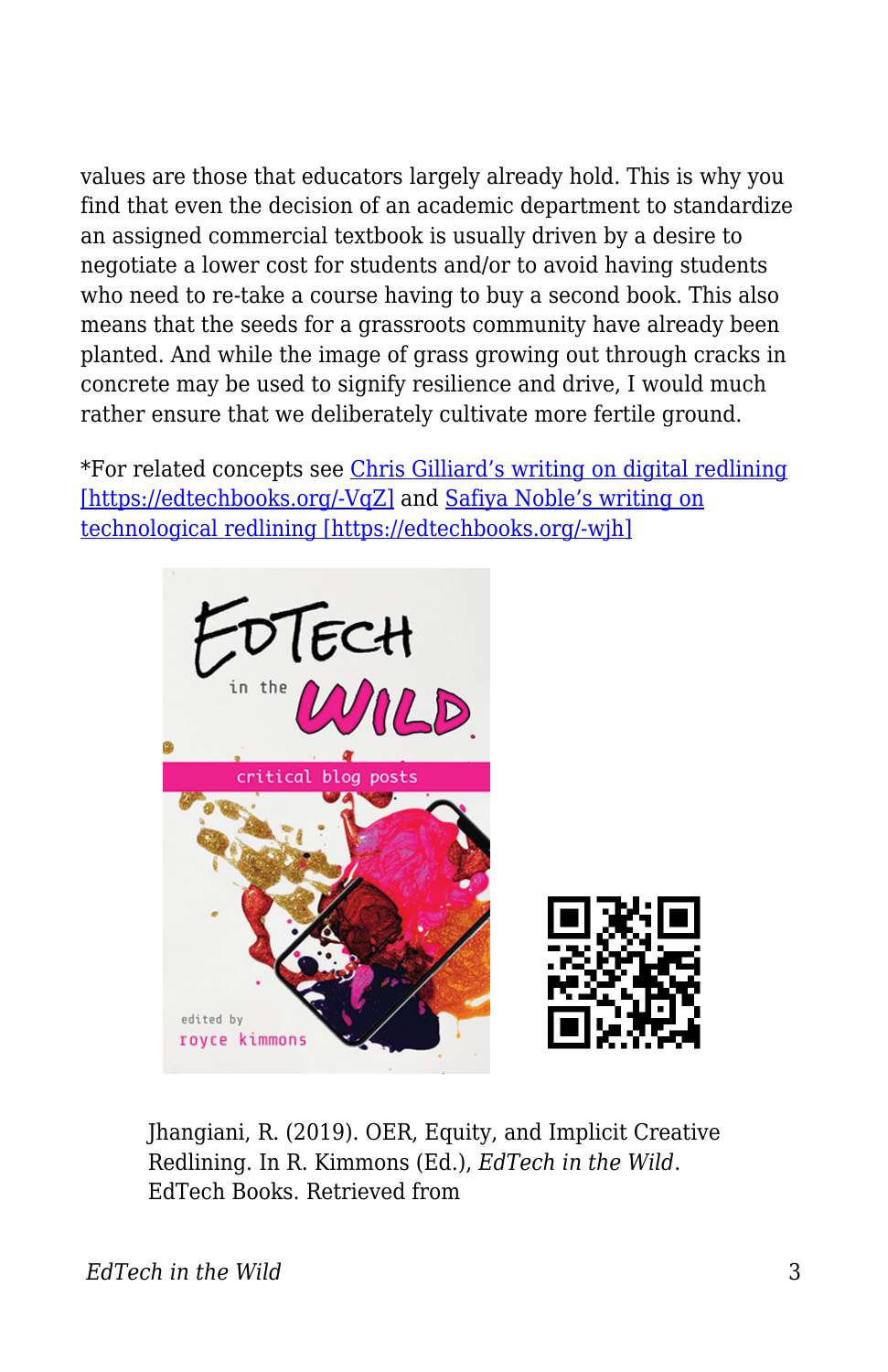values are those that educators largely already hold. This is why you find that even the decision of an academic department to standardize an assigned commercial textbook is usually driven by a desire to negotiate a lower cost for students and/or to avoid having students who need to re-take a course having to buy a second book. This also means that the seeds for a grassroots community have already been planted. And while the image of grass growing out through cracks in concrete may be used to signify resilience and drive, I would much rather ensure that we deliberately cultivate more fertile ground.

*For related concepts see [Chris Gilliard's writing on digital redlining [https://edtechbooks.org/-VqZ]](https://edtechbooks.org/-VqZ) and [Safiya Noble's writing on technological redlining [https://edtechbooks.org/-wjh]](https://edtechbooks.org/-wjh)

Jhangiani, R. (2019). OER, Equity, and Implicit Creative Redlining. In R. Kimmons (Ed.), *EdTech in the Wild*. EdTech Books. Retrieved from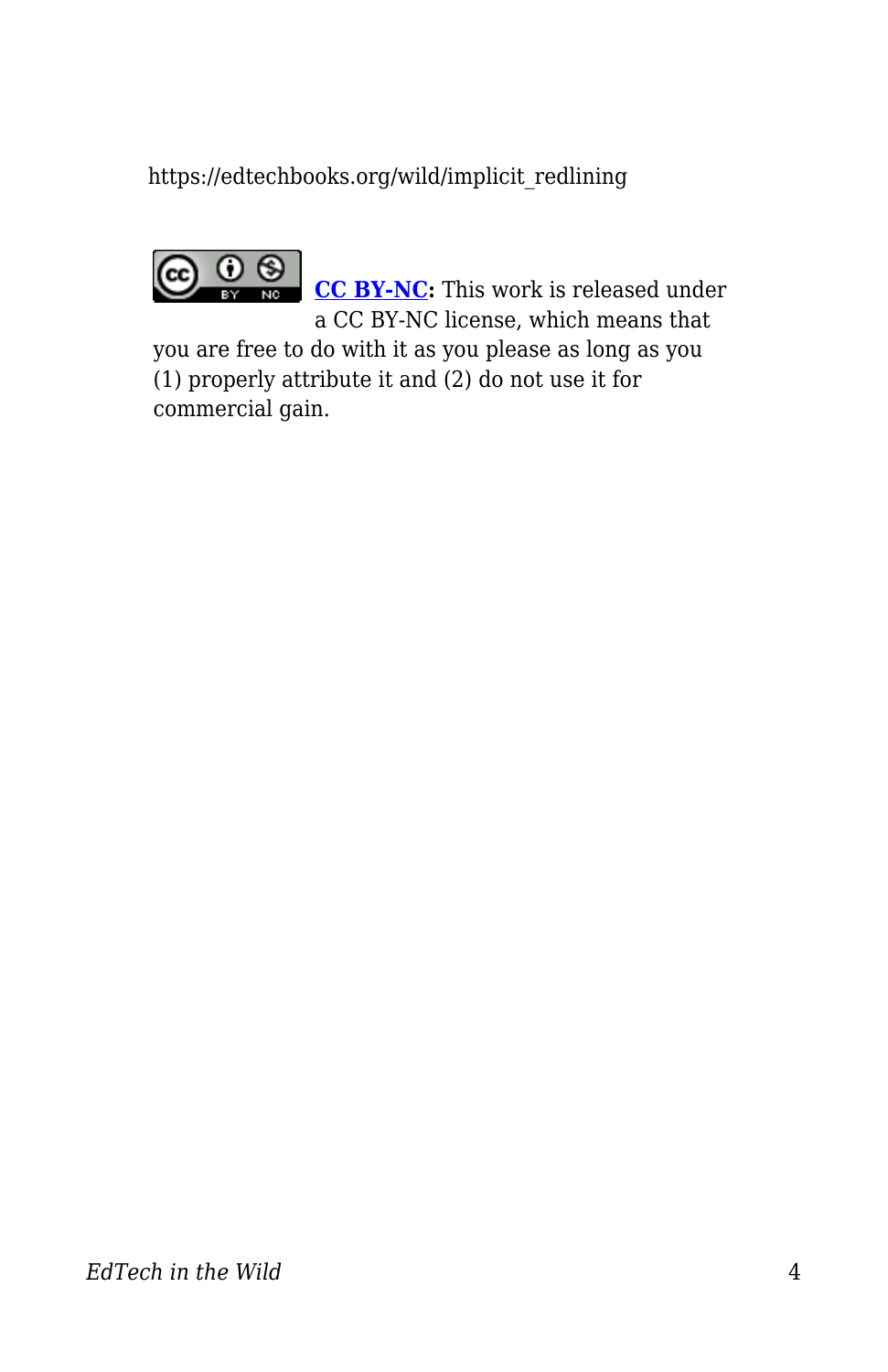https://edtechbooks.org/wild/implicit_redlining

**CC BY-NC:** This work is released under a CC BY-NC license, which means that you are free to do with it as you please as long as you (1) properly attribute it and (2) do not use it for commercial gain.